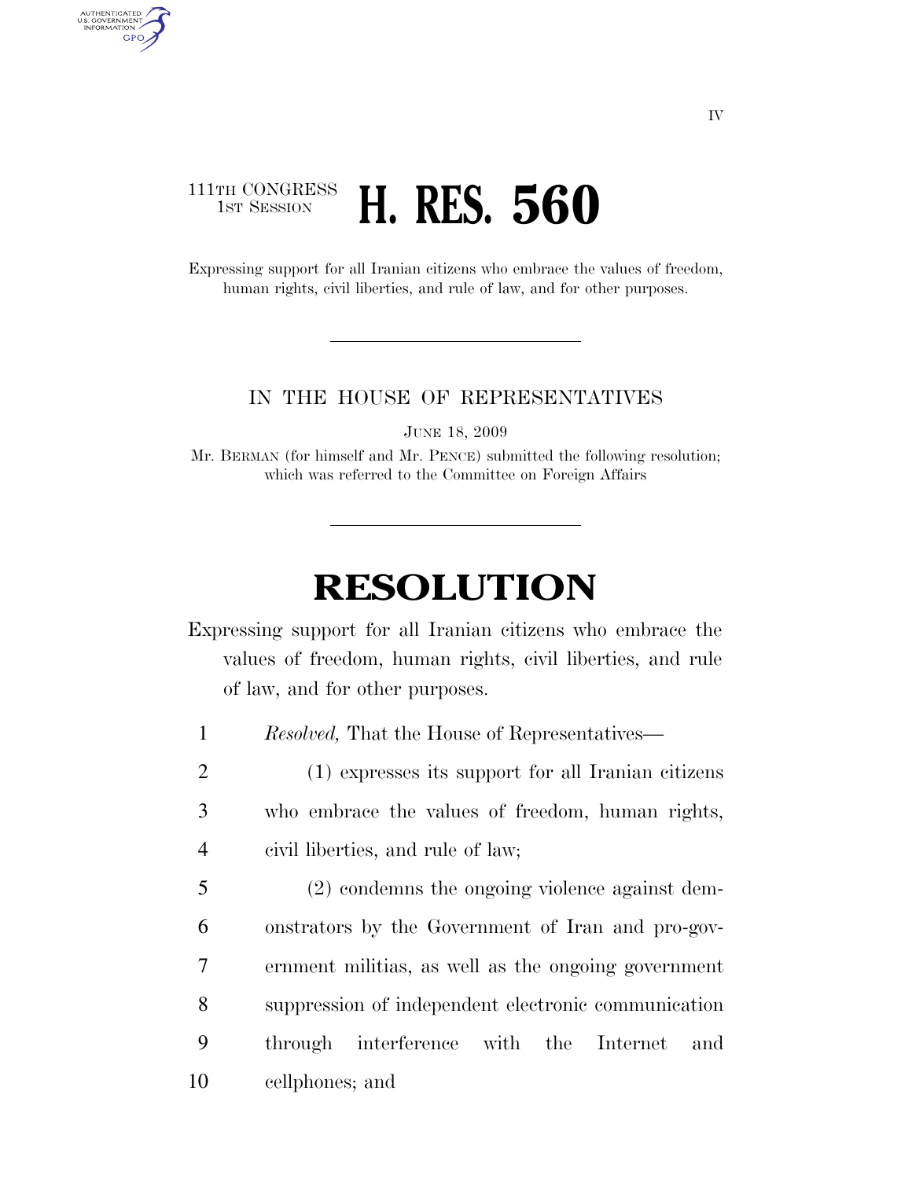IV

111TH CONGRESS
1ST SESSION

# H. RES. 560

Expressing support for all Iranian citizens who embrace the values of freedom, human rights, civil liberties, and rule of law, and for other purposes.

---

IN THE HOUSE OF REPRESENTATIVES

JUNE 18, 2009

Mr. BERMAN (for himself and Mr. PENCE) submitted the following resolution; which was referred to the Committee on Foreign Affairs

---

# RESOLUTION

Expressing support for all Iranian citizens who embrace the values of freedom, human rights, civil liberties, and rule of law, and for other purposes.

1 *Resolved,* That the House of Representatives—

2 (1) expresses its support for all Iranian citizens
3 who embrace the values of freedom, human rights,
4 civil liberties, and rule of law;

5 (2) condemns the ongoing violence against dem-
6 onstrators by the Government of Iran and pro-gov-
7 ernment militias, as well as the ongoing government
8 suppression of independent electronic communication
9 through interference with the Internet and
10 cellphones; and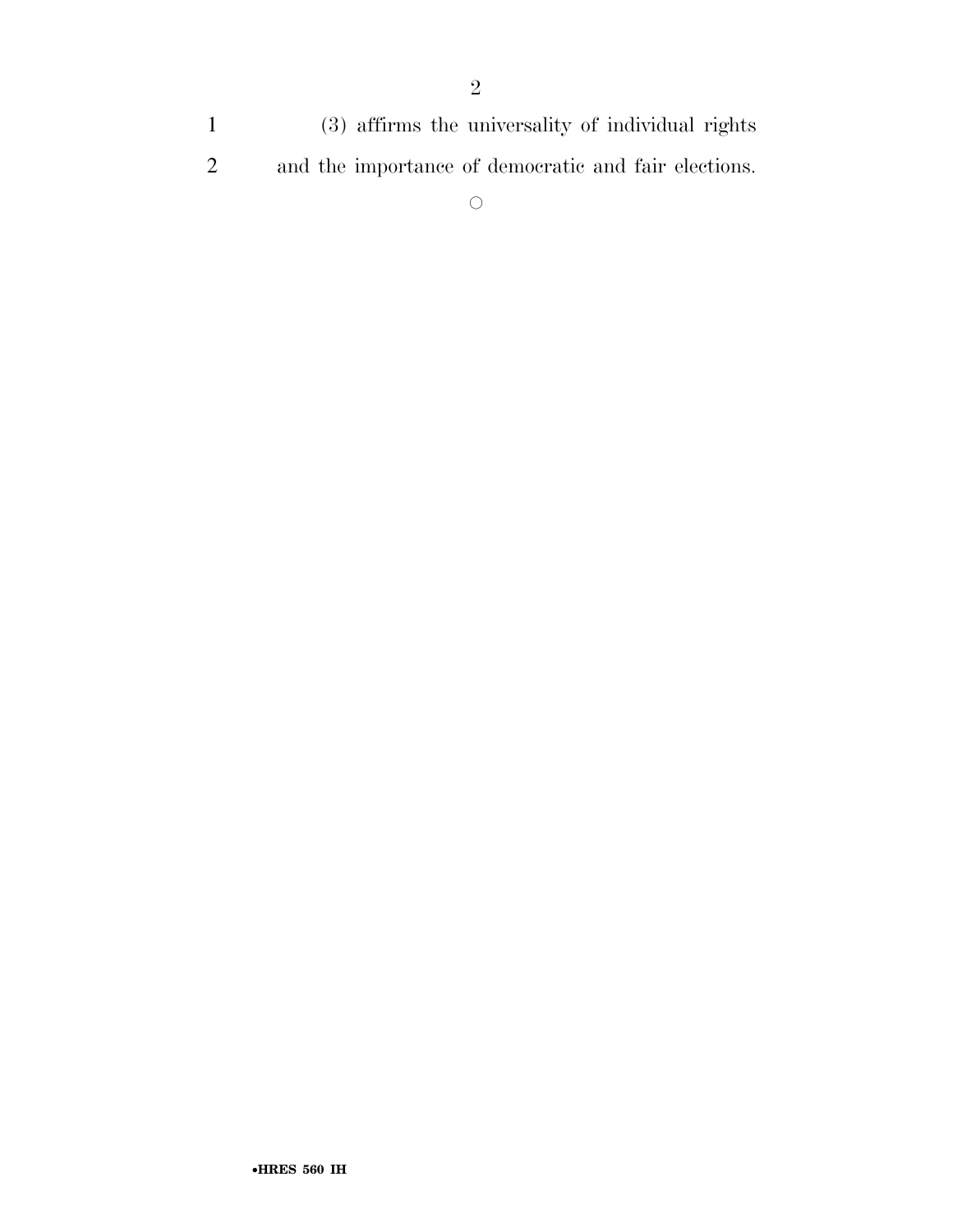(3) affirms the universality of individual rights and the importance of democratic and fair elections.

○